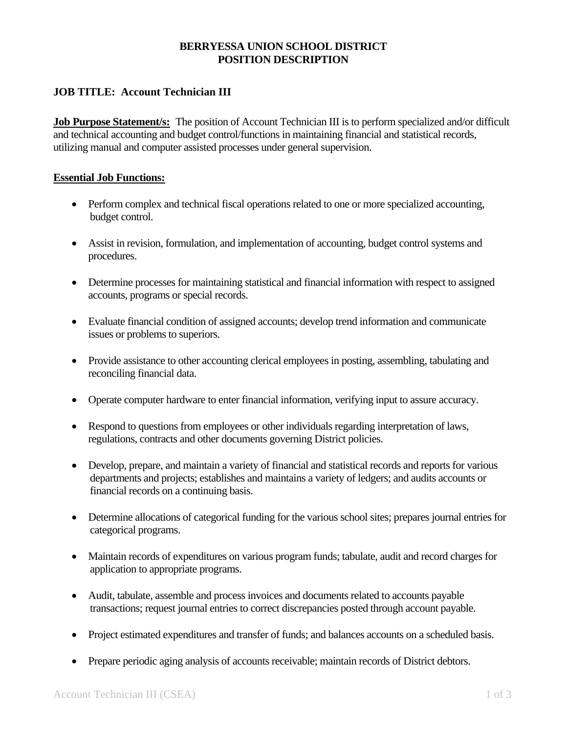# BERRYESSA UNION SCHOOL DISTRICT
# POSITION DESCRIPTION

## JOB TITLE: Account Technician III

**Job Purpose Statement/s:** The position of Account Technician III is to perform specialized and/or difficult and technical accounting and budget control/functions in maintaining financial and statistical records, utilizing manual and computer assisted processes under general supervision.

**Essential Job Functions:**

- Perform complex and technical fiscal operations related to one or more specialized accounting, budget control.
- Assist in revision, formulation, and implementation of accounting, budget control systems and procedures.
- Determine processes for maintaining statistical and financial information with respect to assigned accounts, programs or special records.
- Evaluate financial condition of assigned accounts; develop trend information and communicate issues or problems to superiors.
- Provide assistance to other accounting clerical employees in posting, assembling, tabulating and reconciling financial data.
- Operate computer hardware to enter financial information, verifying input to assure accuracy.
- Respond to questions from employees or other individuals regarding interpretation of laws, regulations, contracts and other documents governing District policies.
- Develop, prepare, and maintain a variety of financial and statistical records and reports for various departments and projects; establishes and maintains a variety of ledgers; and audits accounts or financial records on a continuing basis.
- Determine allocations of categorical funding for the various school sites; prepares journal entries for categorical programs.
- Maintain records of expenditures on various program funds; tabulate, audit and record charges for application to appropriate programs.
- Audit, tabulate, assemble and process invoices and documents related to accounts payable transactions; request journal entries to correct discrepancies posted through account payable.
- Project estimated expenditures and transfer of funds; and balances accounts on a scheduled basis.
- Prepare periodic aging analysis of accounts receivable; maintain records of District debtors.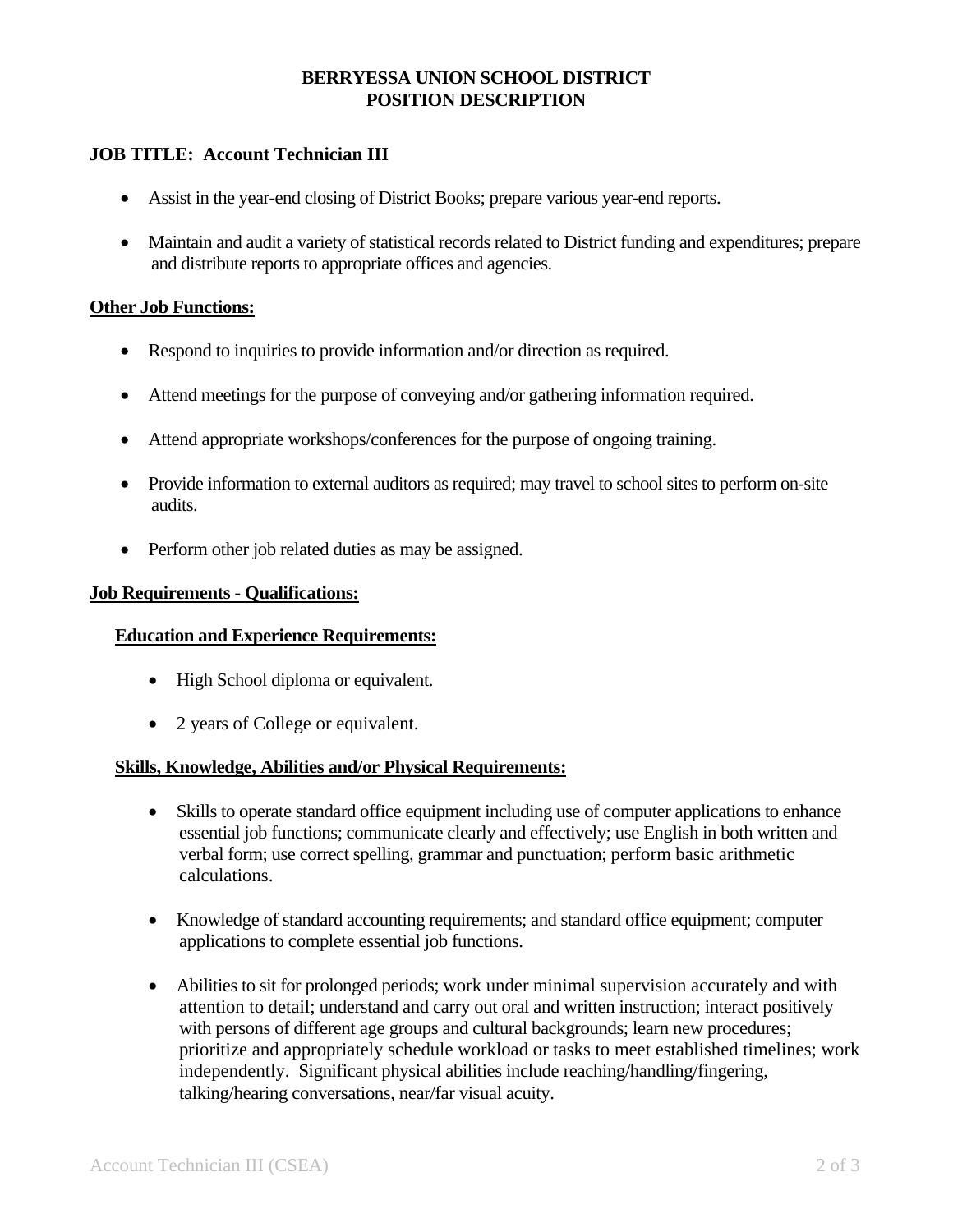**BERRYESSA UNION SCHOOL DISTRICT**
**POSITION DESCRIPTION**

**JOB TITLE: Account Technician III**

- Assist in the year-end closing of District Books; prepare various year-end reports.
- Maintain and audit a variety of statistical records related to District funding and expenditures; prepare and distribute reports to appropriate offices and agencies.

**Other Job Functions:**

- Respond to inquiries to provide information and/or direction as required.
- Attend meetings for the purpose of conveying and/or gathering information required.
- Attend appropriate workshops/conferences for the purpose of ongoing training.
- Provide information to external auditors as required; may travel to school sites to perform on-site audits.
- Perform other job related duties as may be assigned.

**Job Requirements - Qualifications:**

**Education and Experience Requirements:**

- High School diploma or equivalent.
- 2 years of College or equivalent.

**Skills, Knowledge, Abilities and/or Physical Requirements:**

- Skills to operate standard office equipment including use of computer applications to enhance essential job functions; communicate clearly and effectively; use English in both written and verbal form; use correct spelling, grammar and punctuation; perform basic arithmetic calculations.
- Knowledge of standard accounting requirements; and standard office equipment; computer applications to complete essential job functions.
- Abilities to sit for prolonged periods; work under minimal supervision accurately and with attention to detail; understand and carry out oral and written instruction; interact positively with persons of different age groups and cultural backgrounds; learn new procedures; prioritize and appropriately schedule workload or tasks to meet established timelines; work independently. Significant physical abilities include reaching/handling/fingering, talking/hearing conversations, near/far visual acuity.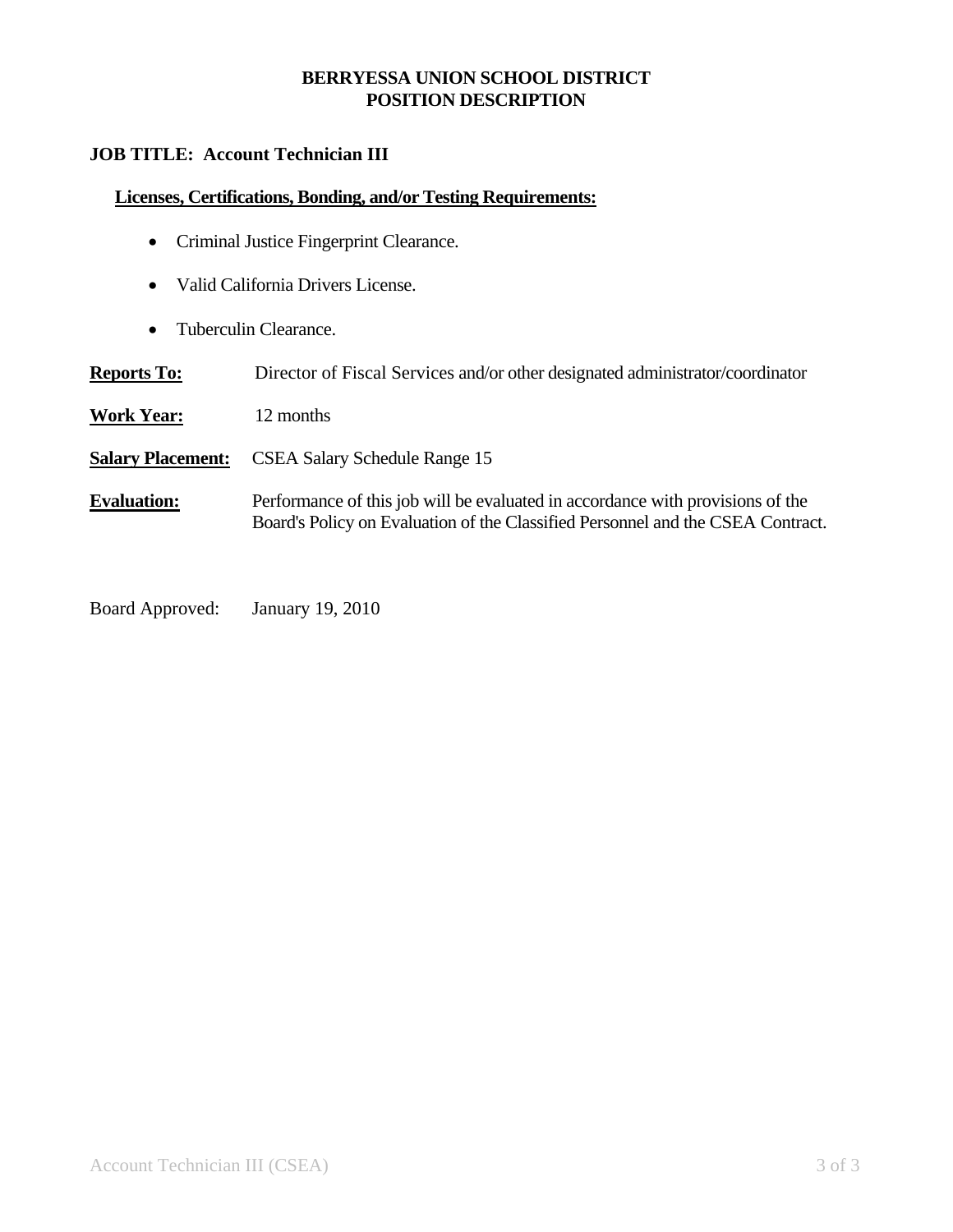**BERRYESSA UNION SCHOOL DISTRICT**
**POSITION DESCRIPTION**

**JOB TITLE: Account Technician III**

**Licenses, Certifications, Bonding, and/or Testing Requirements:**

- Criminal Justice Fingerprint Clearance.
- Valid California Drivers License.
- Tuberculin Clearance.

**Reports To:** Director of Fiscal Services and/or other designated administrator/coordinator

**Work Year:** 12 months

**Salary Placement:** CSEA Salary Schedule Range 15

**Evaluation:** Performance of this job will be evaluated in accordance with provisions of the Board's Policy on Evaluation of the Classified Personnel and the CSEA Contract.

Board Approved: January 19, 2010